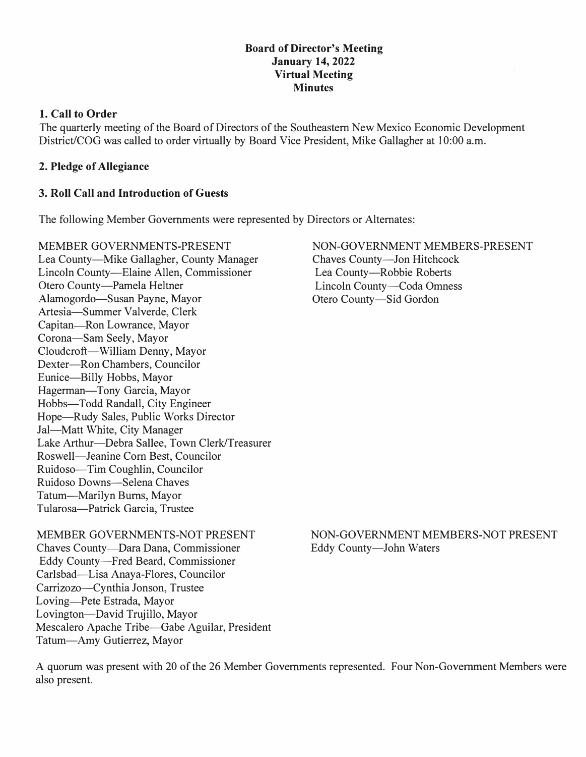# Board of Director's Meeting
## January 14, 2022
## Virtual Meeting
## Minutes

### 1. Call to Order

The quarterly meeting of the Board of Directors of the Southeastern New Mexico Economic Development District/COG was called to order virtually by Board Vice President, Mike Gallagher at 10:00 a.m.

### 2. Pledge of Allegiance

### 3. Roll Call and Introduction of Guests

The following Member Governments were represented by Directors or Alternates:

MEMBER GOVERNMENTS-PRESENT
Lea County—Mike Gallagher, County Manager
Lincoln County—Elaine Allen, Commissioner
Otero County—Pamela Heltner
Alamogordo—Susan Payne, Mayor
Artesia—Summer Valverde, Clerk
Capitan—Ron Lowrance, Mayor
Corona—Sam Seely, Mayor
Cloudcroft—William Denny, Mayor
Dexter—Ron Chambers, Councilor
Eunice—Billy Hobbs, Mayor
Hagerman—Tony Garcia, Mayor
Hobbs—Todd Randall, City Engineer
Hope—Rudy Sales, Public Works Director
Jal—Matt White, City Manager
Lake Arthur—Debra Sallee, Town Clerk/Treasurer
Roswell—Jeanine Corn Best, Councilor
Ruidoso—Tim Coughlin, Councilor
Ruidoso Downs—Selena Chaves
Tatum—Marilyn Burns, Mayor
Tularosa—Patrick Garcia, Trustee

NON-GOVERNMENT MEMBERS-PRESENT
Chaves County—Jon Hitchcock
Lea County—Robbie Roberts
Lincoln County—Coda Omness
Otero County—Sid Gordon

MEMBER GOVERNMENTS-NOT PRESENT
Chaves County—Dara Dana, Commissioner
Eddy County—Fred Beard, Commissioner
Carlsbad—Lisa Anaya-Flores, Councilor
Carrizozo—Cynthia Jonson, Trustee
Loving—Pete Estrada, Mayor
Lovington—David Trujillo, Mayor
Mescalero Apache Tribe—Gabe Aguilar, President
Tatum—Amy Gutierrez, Mayor

NON-GOVERNMENT MEMBERS-NOT PRESENT
Eddy County—John Waters

A quorum was present with 20 of the 26 Member Governments represented. Four Non-Government Members were also present.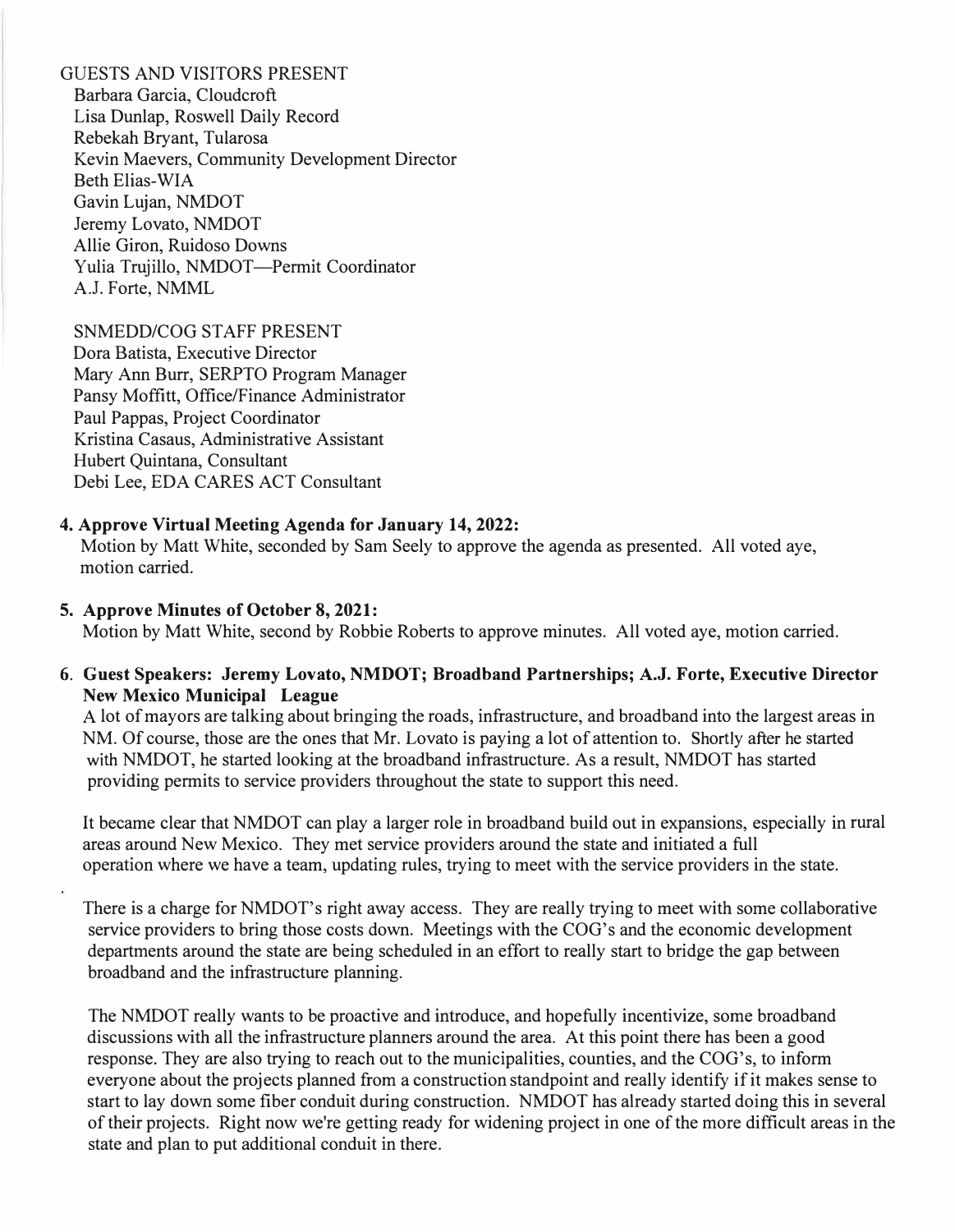GUESTS AND VISITORS PRESENT
Barbara Garcia, Cloudcroft
Lisa Dunlap, Roswell Daily Record
Rebekah Bryant, Tularosa
Kevin Maevers, Community Development Director
Beth Elias-WIA
Gavin Lujan, NMDOT
Jeremy Lovato, NMDOT
Allie Giron, Ruidoso Downs
Yulia Trujillo, NMDOT—Permit Coordinator
A.J. Forte, NMML

SNMEDD/COG STAFF PRESENT
Dora Batista, Executive Director
Mary Ann Burr, SERPTO Program Manager
Pansy Moffitt, Office/Finance Administrator
Paul Pappas, Project Coordinator
Kristina Casaus, Administrative Assistant
Hubert Quintana, Consultant
Debi Lee, EDA CARES ACT Consultant

**4. Approve Virtual Meeting Agenda for January 14, 2022:**
Motion by Matt White, seconded by Sam Seely to approve the agenda as presented. All voted aye, motion carried.

**5. Approve Minutes of October 8, 2021:**
Motion by Matt White, second by Robbie Roberts to approve minutes. All voted aye, motion carried.

**6. Guest Speakers: Jeremy Lovato, NMDOT; Broadband Partnerships; A.J. Forte, Executive Director New Mexico Municipal League**
A lot of mayors are talking about bringing the roads, infrastructure, and broadband into the largest areas in NM. Of course, those are the ones that Mr. Lovato is paying a lot of attention to. Shortly after he started with NMDOT, he started looking at the broadband infrastructure. As a result, NMDOT has started providing permits to service providers throughout the state to support this need.

It became clear that NMDOT can play a larger role in broadband build out in expansions, especially in rural areas around New Mexico. They met service providers around the state and initiated a full operation where we have a team, updating rules, trying to meet with the service providers in the state.

There is a charge for NMDOT's right away access. They are really trying to meet with some collaborative service providers to bring those costs down. Meetings with the COG's and the economic development departments around the state are being scheduled in an effort to really start to bridge the gap between broadband and the infrastructure planning.

The NMDOT really wants to be proactive and introduce, and hopefully incentivize, some broadband discussions with all the infrastructure planners around the area. At this point there has been a good response. They are also trying to reach out to the municipalities, counties, and the COG's, to inform everyone about the projects planned from a construction standpoint and really identify if it makes sense to start to lay down some fiber conduit during construction. NMDOT has already started doing this in several of their projects. Right now we're getting ready for widening project in one of the more difficult areas in the state and plan to put additional conduit in there.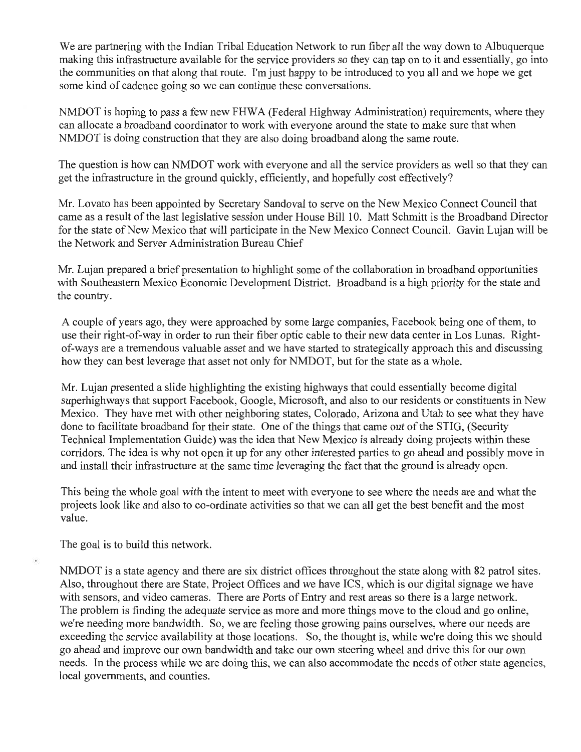We are partnering with the Indian Tribal Education Network to run fiber all the way down to Albuquerque making this infrastructure available for the service providers so they can tap on to it and essentially, go into the communities on that along that route. I'm just happy to be introduced to you all and we hope we get some kind of cadence going so we can continue these conversations.

NMDOT is hoping to pass a few new FHWA (Federal Highway Administration) requirements, where they can allocate a broadband coordinator to work with everyone around the state to make sure that when NMDOT is doing construction that they are also doing broadband along the same route.

The question is how can NMDOT work with everyone and all the service providers as well so that they can get the infrastructure in the ground quickly, efficiently, and hopefully cost effectively?

Mr. Lovato has been appointed by Secretary Sandoval to serve on the New Mexico Connect Council that came as a result of the last legislative session under House Bill 10. Matt Schmitt is the Broadband Director for the state of New Mexico that will participate in the New Mexico Connect Council. Gavin Lujan will be the Network and Server Administration Bureau Chief

Mr. Lujan prepared a brief presentation to highlight some of the collaboration in broadband opportunities with Southeastern Mexico Economic Development District. Broadband is a high priority for the state and the country.

A couple of years ago, they were approached by some large companies, Facebook being one of them, to use their right-of-way in order to run their fiber optic cable to their new data center in Los Lunas. Right-of-ways are a tremendous valuable asset and we have started to strategically approach this and discussing how they can best leverage that asset not only for NMDOT, but for the state as a whole.

Mr. Lujan presented a slide highlighting the existing highways that could essentially become digital superhighways that support Facebook, Google, Microsoft, and also to our residents or constituents in New Mexico. They have met with other neighboring states, Colorado, Arizona and Utah to see what they have done to facilitate broadband for their state. One of the things that came out of the STIG, (Security Technical Implementation Guide) was the idea that New Mexico is already doing projects within these corridors. The idea is why not open it up for any other interested parties to go ahead and possibly move in and install their infrastructure at the same time leveraging the fact that the ground is already open.

This being the whole goal with the intent to meet with everyone to see where the needs are and what the projects look like and also to co-ordinate activities so that we can all get the best benefit and the most value.

The goal is to build this network.

NMDOT is a state agency and there are six district offices throughout the state along with 82 patrol sites. Also, throughout there are State, Project Offices and we have ICS, which is our digital signage we have with sensors, and video cameras. There are Ports of Entry and rest areas so there is a large network. The problem is finding the adequate service as more and more things move to the cloud and go online, we're needing more bandwidth. So, we are feeling those growing pains ourselves, where our needs are exceeding the service availability at those locations. So, the thought is, while we're doing this we should go ahead and improve our own bandwidth and take our own steering wheel and drive this for our own needs. In the process while we are doing this, we can also accommodate the needs of other state agencies, local governments, and counties.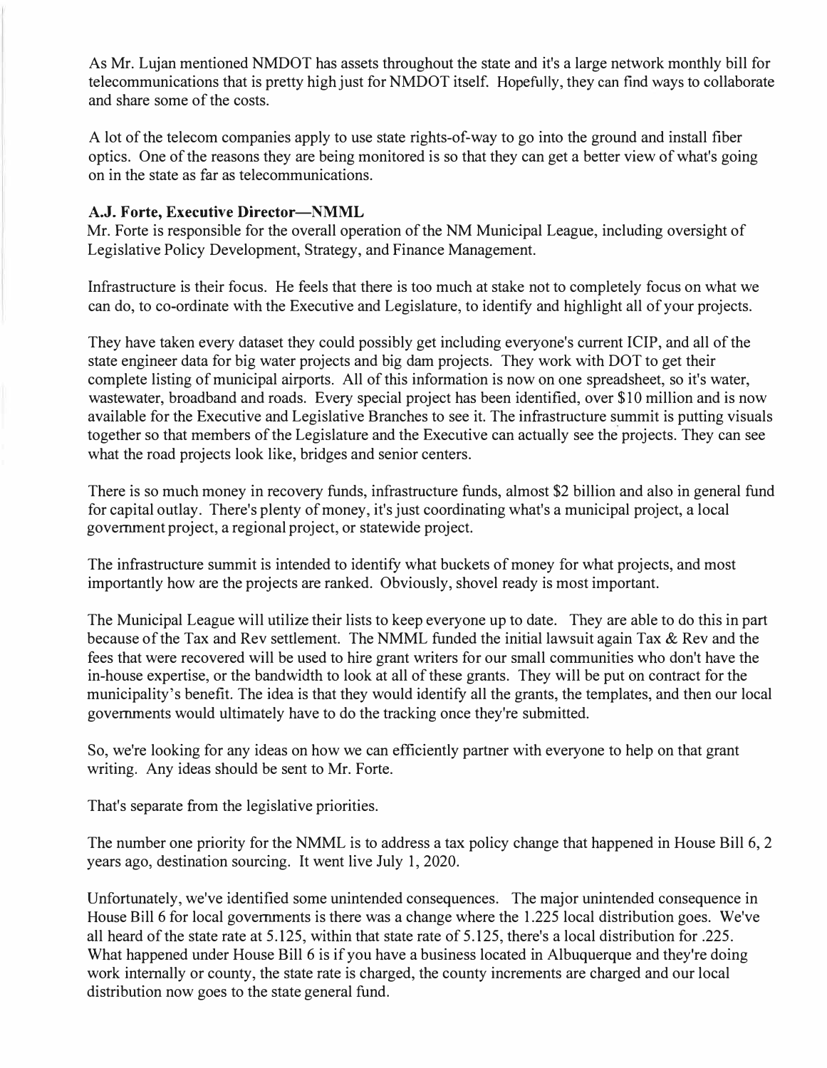As Mr. Lujan mentioned NMDOT has assets throughout the state and it's a large network monthly bill for telecommunications that is pretty high just for NMDOT itself. Hopefully, they can find ways to collaborate and share some of the costs.

A lot of the telecom companies apply to use state rights-of-way to go into the ground and install fiber optics. One of the reasons they are being monitored is so that they can get a better view of what's going on in the state as far as telecommunications.

**A.J. Forte, Executive Director—NMML**

Mr. Forte is responsible for the overall operation of the NM Municipal League, including oversight of Legislative Policy Development, Strategy, and Finance Management.

Infrastructure is their focus. He feels that there is too much at stake not to completely focus on what we can do, to co-ordinate with the Executive and Legislature, to identify and highlight all of your projects.

They have taken every dataset they could possibly get including everyone's current ICIP, and all of the state engineer data for big water projects and big dam projects. They work with DOT to get their complete listing of municipal airports. All of this information is now on one spreadsheet, so it's water, wastewater, broadband and roads. Every special project has been identified, over $10 million and is now available for the Executive and Legislative Branches to see it. The infrastructure summit is putting visuals together so that members of the Legislature and the Executive can actually see the projects. They can see what the road projects look like, bridges and senior centers.

There is so much money in recovery funds, infrastructure funds, almost $2 billion and also in general fund for capital outlay. There's plenty of money, it's just coordinating what's a municipal project, a local government project, a regional project, or statewide project.

The infrastructure summit is intended to identify what buckets of money for what projects, and most importantly how are the projects are ranked. Obviously, shovel ready is most important.

The Municipal League will utilize their lists to keep everyone up to date. They are able to do this in part because of the Tax and Rev settlement. The NMML funded the initial lawsuit again Tax & Rev and the fees that were recovered will be used to hire grant writers for our small communities who don't have the in-house expertise, or the bandwidth to look at all of these grants. They will be put on contract for the municipality's benefit. The idea is that they would identify all the grants, the templates, and then our local governments would ultimately have to do the tracking once they're submitted.

So, we're looking for any ideas on how we can efficiently partner with everyone to help on that grant writing. Any ideas should be sent to Mr. Forte.

That's separate from the legislative priorities.

The number one priority for the NMML is to address a tax policy change that happened in House Bill 6, 2 years ago, destination sourcing. It went live July 1, 2020.

Unfortunately, we've identified some unintended consequences. The major unintended consequence in House Bill 6 for local governments is there was a change where the 1.225 local distribution goes. We've all heard of the state rate at 5.125, within that state rate of 5.125, there's a local distribution for .225. What happened under House Bill 6 is if you have a business located in Albuquerque and they're doing work internally or county, the state rate is charged, the county increments are charged and our local distribution now goes to the state general fund.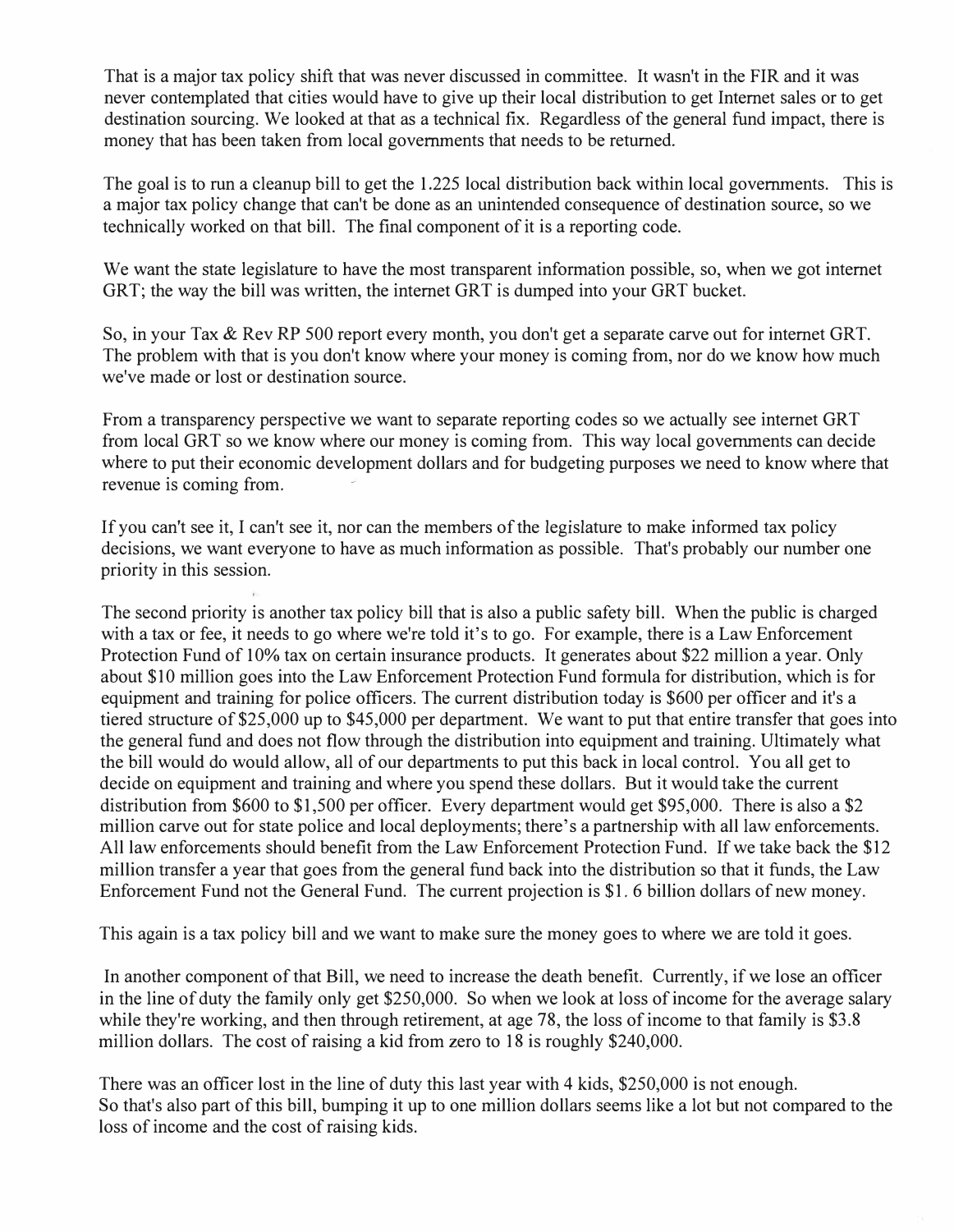That is a major tax policy shift that was never discussed in committee. It wasn't in the FIR and it was never contemplated that cities would have to give up their local distribution to get Internet sales or to get destination sourcing. We looked at that as a technical fix. Regardless of the general fund impact, there is money that has been taken from local governments that needs to be returned.

The goal is to run a cleanup bill to get the 1.225 local distribution back within local governments. This is a major tax policy change that can't be done as an unintended consequence of destination source, so we technically worked on that bill. The final component of it is a reporting code.

We want the state legislature to have the most transparent information possible, so, when we got internet GRT; the way the bill was written, the internet GRT is dumped into your GRT bucket.

So, in your Tax & Rev RP 500 report every month, you don't get a separate carve out for internet GRT. The problem with that is you don't know where your money is coming from, nor do we know how much we've made or lost or destination source.

From a transparency perspective we want to separate reporting codes so we actually see internet GRT from local GRT so we know where our money is coming from. This way local governments can decide where to put their economic development dollars and for budgeting purposes we need to know where that revenue is coming from.

If you can't see it, I can't see it, nor can the members of the legislature to make informed tax policy decisions, we want everyone to have as much information as possible. That's probably our number one priority in this session.

The second priority is another tax policy bill that is also a public safety bill. When the public is charged with a tax or fee, it needs to go where we're told it's to go. For example, there is a Law Enforcement Protection Fund of 10% tax on certain insurance products. It generates about $22 million a year. Only about $10 million goes into the Law Enforcement Protection Fund formula for distribution, which is for equipment and training for police officers. The current distribution today is $600 per officer and it's a tiered structure of $25,000 up to $45,000 per department. We want to put that entire transfer that goes into the general fund and does not flow through the distribution into equipment and training. Ultimately what the bill would do would allow, all of our departments to put this back in local control. You all get to decide on equipment and training and where you spend these dollars. But it would take the current distribution from $600 to $1,500 per officer. Every department would get $95,000. There is also a $2 million carve out for state police and local deployments; there's a partnership with all law enforcements. All law enforcements should benefit from the Law Enforcement Protection Fund. If we take back the $12 million transfer a year that goes from the general fund back into the distribution so that it funds, the Law Enforcement Fund not the General Fund. The current projection is $1. 6 billion dollars of new money.

This again is a tax policy bill and we want to make sure the money goes to where we are told it goes.

In another component of that Bill, we need to increase the death benefit. Currently, if we lose an officer in the line of duty the family only get $250,000. So when we look at loss of income for the average salary while they're working, and then through retirement, at age 78, the loss of income to that family is $3.8 million dollars. The cost of raising a kid from zero to 18 is roughly $240,000.

There was an officer lost in the line of duty this last year with 4 kids, $250,000 is not enough.
So that's also part of this bill, bumping it up to one million dollars seems like a lot but not compared to the loss of income and the cost of raising kids.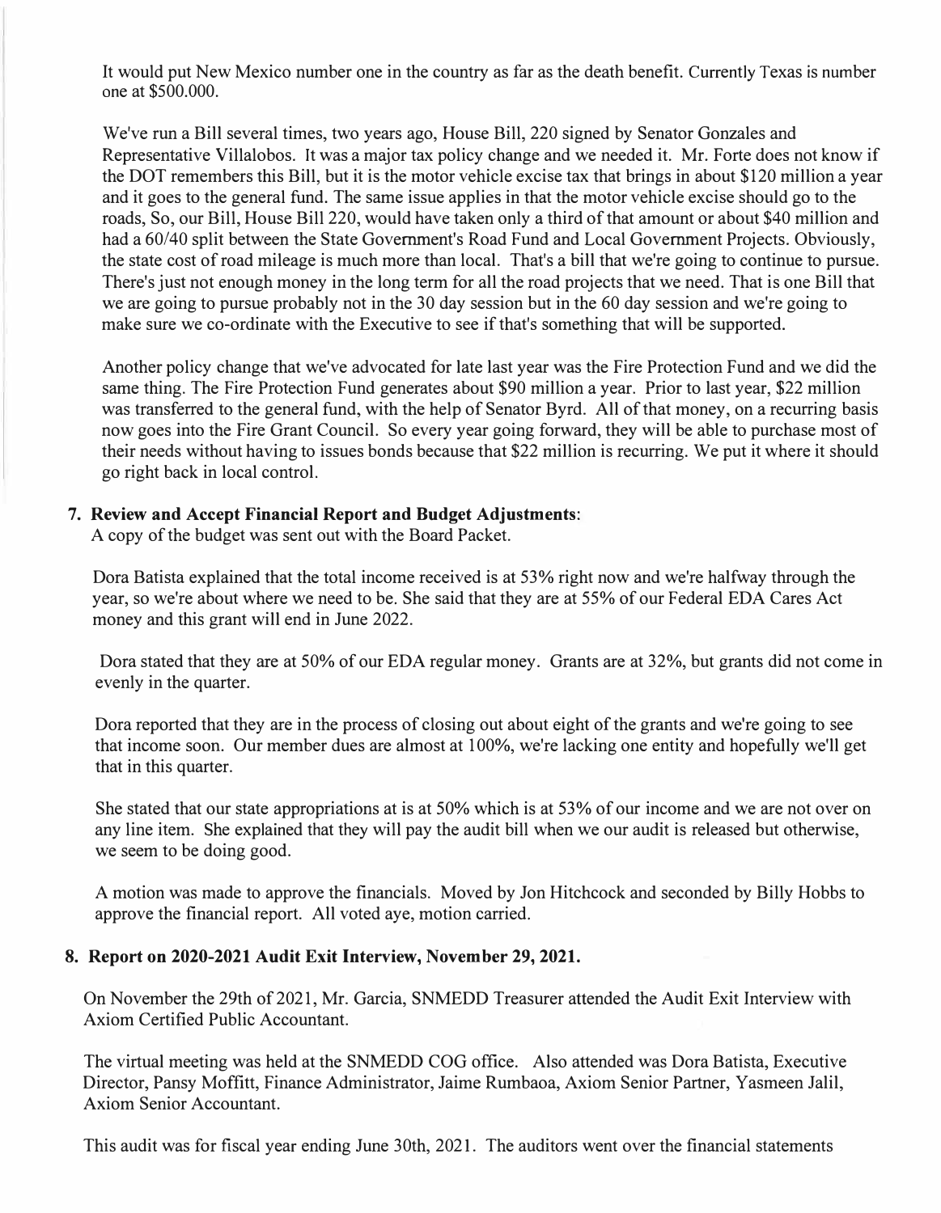It would put New Mexico number one in the country as far as the death benefit. Currently Texas is number one at $500.000.

We've run a Bill several times, two years ago, House Bill, 220 signed by Senator Gonzales and Representative Villalobos. It was a major tax policy change and we needed it. Mr. Forte does not know if the DOT remembers this Bill, but it is the motor vehicle excise tax that brings in about $120 million a year and it goes to the general fund. The same issue applies in that the motor vehicle excise should go to the roads, So, our Bill, House Bill 220, would have taken only a third of that amount or about $40 million and had a 60/40 split between the State Government's Road Fund and Local Government Projects. Obviously, the state cost of road mileage is much more than local. That's a bill that we're going to continue to pursue. There's just not enough money in the long term for all the road projects that we need. That is one Bill that we are going to pursue probably not in the 30 day session but in the 60 day session and we're going to make sure we co-ordinate with the Executive to see if that's something that will be supported.

Another policy change that we've advocated for late last year was the Fire Protection Fund and we did the same thing. The Fire Protection Fund generates about $90 million a year. Prior to last year, $22 million was transferred to the general fund, with the help of Senator Byrd. All of that money, on a recurring basis now goes into the Fire Grant Council. So every year going forward, they will be able to purchase most of their needs without having to issues bonds because that $22 million is recurring. We put it where it should go right back in local control.

**7. Review and Accept Financial Report and Budget Adjustments**:
A copy of the budget was sent out with the Board Packet.

Dora Batista explained that the total income received is at 53% right now and we're halfway through the year, so we're about where we need to be. She said that they are at 55% of our Federal EDA Cares Act money and this grant will end in June 2022.

Dora stated that they are at 50% of our EDA regular money. Grants are at 32%, but grants did not come in evenly in the quarter.

Dora reported that they are in the process of closing out about eight of the grants and we're going to see that income soon. Our member dues are almost at 100%, we're lacking one entity and hopefully we'll get that in this quarter.

She stated that our state appropriations at is at 50% which is at 53% of our income and we are not over on any line item. She explained that they will pay the audit bill when we our audit is released but otherwise, we seem to be doing good.

A motion was made to approve the financials. Moved by Jon Hitchcock and seconded by Billy Hobbs to approve the financial report. All voted aye, motion carried.

**8. Report on 2020-2021 Audit Exit Interview, November 29, 2021.**

On November the 29th of 2021, Mr. Garcia, SNMEDD Treasurer attended the Audit Exit Interview with Axiom Certified Public Accountant.

The virtual meeting was held at the SNMEDD COG office. Also attended was Dora Batista, Executive Director, Pansy Moffitt, Finance Administrator, Jaime Rumbaoa, Axiom Senior Partner, Yasmeen Jalil, Axiom Senior Accountant.

This audit was for fiscal year ending June 30th, 2021. The auditors went over the financial statements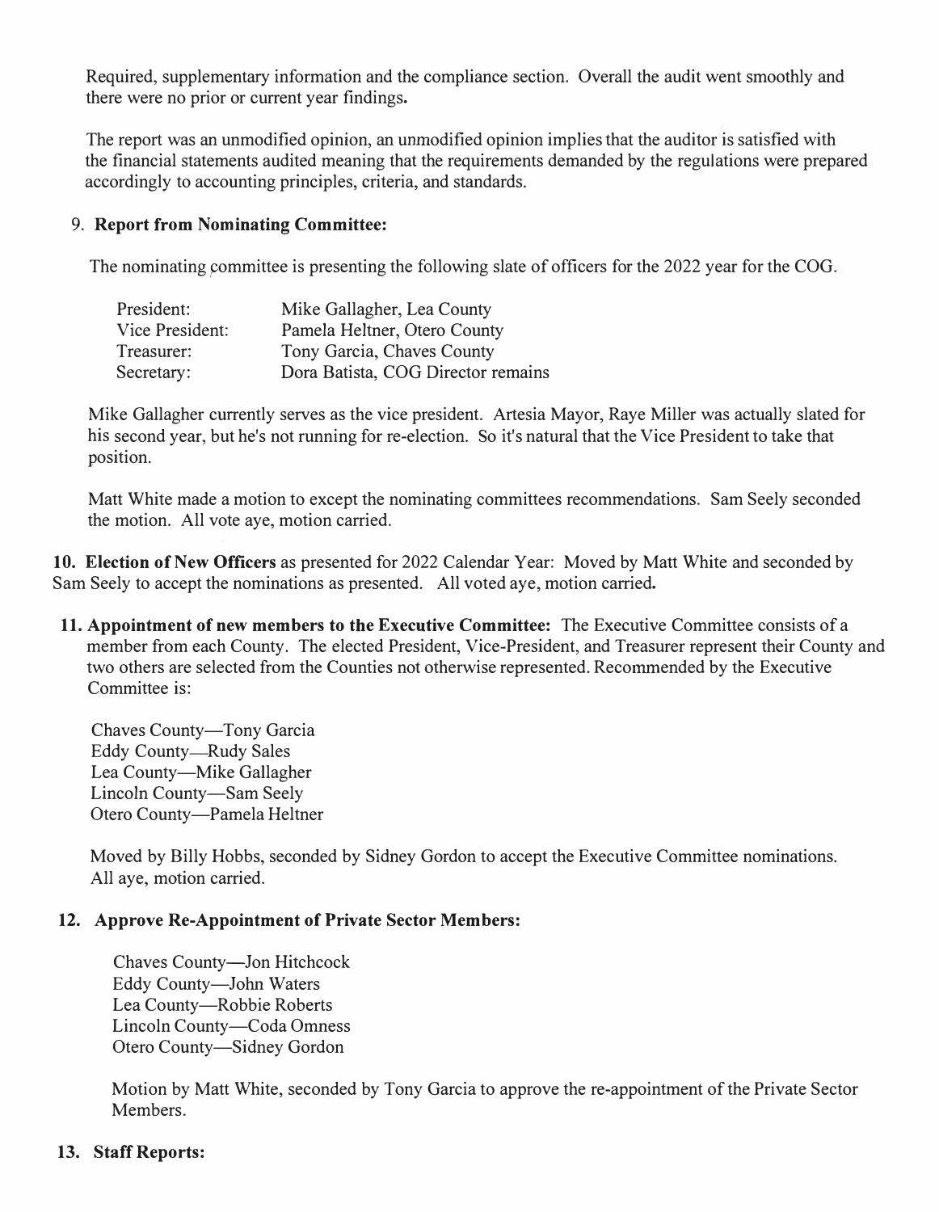Required, supplementary information and the compliance section. Overall the audit went smoothly and there were no prior or current year findings.

The report was an unmodified opinion, an unmodified opinion implies that the auditor is satisfied with the financial statements audited meaning that the requirements demanded by the regulations were prepared accordingly to accounting principles, criteria, and standards.

9. **Report from Nominating Committee:**

The nominating committee is presenting the following slate of officers for the 2022 year for the COG.

| | |
|---|---|
| President: | Mike Gallagher, Lea County |
| Vice President: | Pamela Heltner, Otero County |
| Treasurer: | Tony Garcia, Chaves County |
| Secretary: | Dora Batista, COG Director remains |

Mike Gallagher currently serves as the vice president. Artesia Mayor, Raye Miller was actually slated for his second year, but he's not running for re-election. So it's natural that the Vice President to take that position.

Matt White made a motion to except the nominating committees recommendations. Sam Seely seconded the motion. All vote aye, motion carried.

**10. Election of New Officers** as presented for 2022 Calendar Year: Moved by Matt White and seconded by Sam Seely to accept the nominations as presented. All voted aye, motion carried.

**11. Appointment of new members to the Executive Committee:** The Executive Committee consists of a member from each County. The elected President, Vice-President, and Treasurer represent their County and two others are selected from the Counties not otherwise represented. Recommended by the Executive Committee is:

Chaves County—Tony Garcia
Eddy County—Rudy Sales
Lea County—Mike Gallagher
Lincoln County—Sam Seely
Otero County—Pamela Heltner

Moved by Billy Hobbs, seconded by Sidney Gordon to accept the Executive Committee nominations. All aye, motion carried.

**12. Approve Re-Appointment of Private Sector Members:**

Chaves County—Jon Hitchcock
Eddy County—John Waters
Lea County—Robbie Roberts
Lincoln County—Coda Omness
Otero County—Sidney Gordon

Motion by Matt White, seconded by Tony Garcia to approve the re-appointment of the Private Sector Members.

**13. Staff Reports:**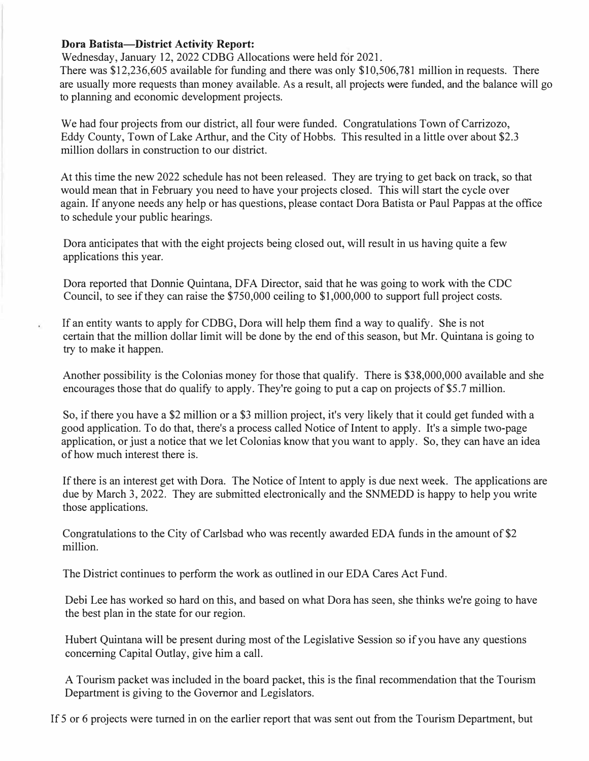**Dora Batista—District Activity Report:**

Wednesday, January 12, 2022 CDBG Allocations were held for 2021.

There was $12,236,605 available for funding and there was only $10,506,781 million in requests. There are usually more requests than money available. As a result, all projects were funded, and the balance will go to planning and economic development projects.

We had four projects from our district, all four were funded. Congratulations Town of Carrizozo, Eddy County, Town of Lake Arthur, and the City of Hobbs. This resulted in a little over about $2.3 million dollars in construction to our district.

At this time the new 2022 schedule has not been released. They are trying to get back on track, so that would mean that in February you need to have your projects closed. This will start the cycle over again. If anyone needs any help or has questions, please contact Dora Batista or Paul Pappas at the office to schedule your public hearings.

Dora anticipates that with the eight projects being closed out, will result in us having quite a few applications this year.

Dora reported that Donnie Quintana, DFA Director, said that he was going to work with the CDC Council, to see if they can raise the $750,000 ceiling to $1,000,000 to support full project costs.

If an entity wants to apply for CDBG, Dora will help them find a way to qualify. She is not certain that the million dollar limit will be done by the end of this season, but Mr. Quintana is going to try to make it happen.

Another possibility is the Colonias money for those that qualify. There is $38,000,000 available and she encourages those that do qualify to apply. They're going to put a cap on projects of $5.7 million.

So, if there you have a $2 million or a $3 million project, it's very likely that it could get funded with a good application. To do that, there's a process called Notice of Intent to apply. It's a simple two-page application, or just a notice that we let Colonias know that you want to apply. So, they can have an idea of how much interest there is.

If there is an interest get with Dora. The Notice of Intent to apply is due next week. The applications are due by March 3, 2022. They are submitted electronically and the SNMEDD is happy to help you write those applications.

Congratulations to the City of Carlsbad who was recently awarded EDA funds in the amount of $2 million.

The District continues to perform the work as outlined in our EDA Cares Act Fund.

Debi Lee has worked so hard on this, and based on what Dora has seen, she thinks we're going to have the best plan in the state for our region.

Hubert Quintana will be present during most of the Legislative Session so if you have any questions concerning Capital Outlay, give him a call.

A Tourism packet was included in the board packet, this is the final recommendation that the Tourism Department is giving to the Governor and Legislators.

If 5 or 6 projects were turned in on the earlier report that was sent out from the Tourism Department, but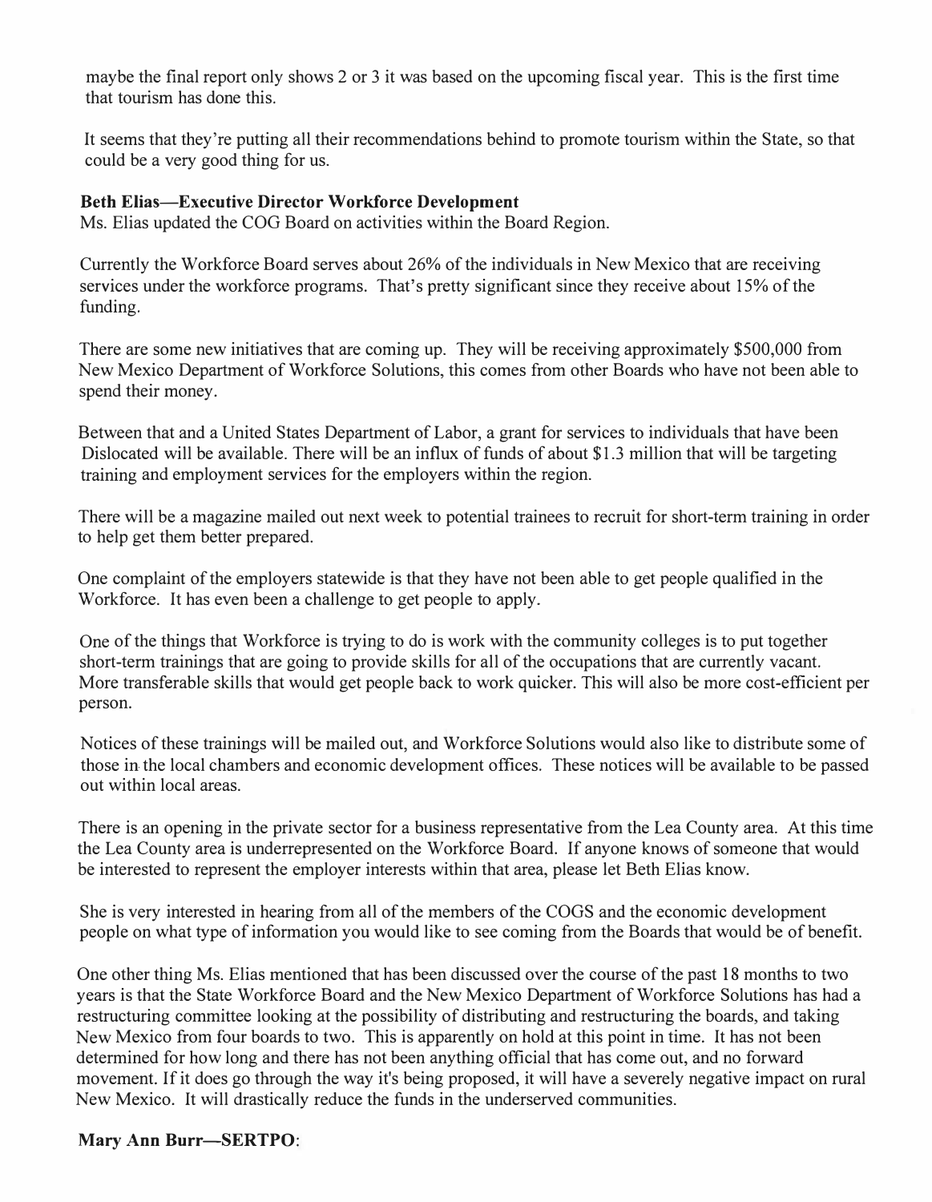maybe the final report only shows 2 or 3 it was based on the upcoming fiscal year. This is the first time that tourism has done this.

It seems that they're putting all their recommendations behind to promote tourism within the State, so that could be a very good thing for us.

**Beth Elias—Executive Director Workforce Development**

Ms. Elias updated the COG Board on activities within the Board Region.

Currently the Workforce Board serves about 26% of the individuals in New Mexico that are receiving services under the workforce programs. That's pretty significant since they receive about 15% of the funding.

There are some new initiatives that are coming up. They will be receiving approximately $500,000 from New Mexico Department of Workforce Solutions, this comes from other Boards who have not been able to spend their money.

Between that and a United States Department of Labor, a grant for services to individuals that have been Dislocated will be available. There will be an influx of funds of about $1.3 million that will be targeting training and employment services for the employers within the region.

There will be a magazine mailed out next week to potential trainees to recruit for short-term training in order to help get them better prepared.

One complaint of the employers statewide is that they have not been able to get people qualified in the Workforce. It has even been a challenge to get people to apply.

One of the things that Workforce is trying to do is work with the community colleges is to put together short-term trainings that are going to provide skills for all of the occupations that are currently vacant. More transferable skills that would get people back to work quicker. This will also be more cost-efficient per person.

Notices of these trainings will be mailed out, and Workforce Solutions would also like to distribute some of those in the local chambers and economic development offices. These notices will be available to be passed out within local areas.

There is an opening in the private sector for a business representative from the Lea County area. At this time the Lea County area is underrepresented on the Workforce Board. If anyone knows of someone that would be interested to represent the employer interests within that area, please let Beth Elias know.

She is very interested in hearing from all of the members of the COGS and the economic development people on what type of information you would like to see coming from the Boards that would be of benefit.

One other thing Ms. Elias mentioned that has been discussed over the course of the past 18 months to two years is that the State Workforce Board and the New Mexico Department of Workforce Solutions has had a restructuring committee looking at the possibility of distributing and restructuring the boards, and taking New Mexico from four boards to two. This is apparently on hold at this point in time. It has not been determined for how long and there has not been anything official that has come out, and no forward movement. If it does go through the way it's being proposed, it will have a severely negative impact on rural New Mexico. It will drastically reduce the funds in the underserved communities.

**Mary Ann Burr—SERTPO**: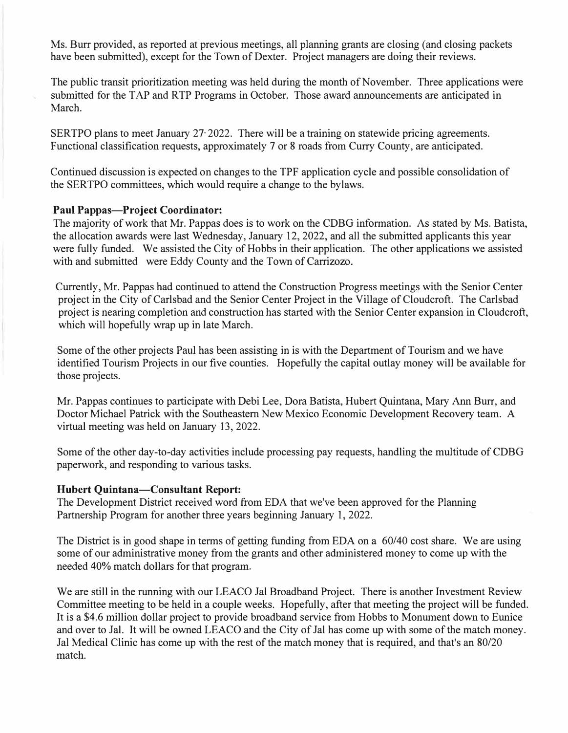Ms. Burr provided, as reported at previous meetings, all planning grants are closing (and closing packets have been submitted), except for the Town of Dexter. Project managers are doing their reviews.

The public transit prioritization meeting was held during the month of November. Three applications were submitted for the TAP and RTP Programs in October. Those award announcements are anticipated in March.

SERTPO plans to meet January 27, 2022. There will be a training on statewide pricing agreements. Functional classification requests, approximately 7 or 8 roads from Curry County, are anticipated.

Continued discussion is expected on changes to the TPF application cycle and possible consolidation of the SERTPO committees, which would require a change to the bylaws.

**Paul Pappas—Project Coordinator:**

The majority of work that Mr. Pappas does is to work on the CDBG information. As stated by Ms. Batista, the allocation awards were last Wednesday, January 12, 2022, and all the submitted applicants this year were fully funded. We assisted the City of Hobbs in their application. The other applications we assisted with and submitted were Eddy County and the Town of Carrizozo.

Currently, Mr. Pappas had continued to attend the Construction Progress meetings with the Senior Center project in the City of Carlsbad and the Senior Center Project in the Village of Cloudcroft. The Carlsbad project is nearing completion and construction has started with the Senior Center expansion in Cloudcroft, which will hopefully wrap up in late March.

Some of the other projects Paul has been assisting in is with the Department of Tourism and we have identified Tourism Projects in our five counties. Hopefully the capital outlay money will be available for those projects.

Mr. Pappas continues to participate with Debi Lee, Dora Batista, Hubert Quintana, Mary Ann Burr, and Doctor Michael Patrick with the Southeastern New Mexico Economic Development Recovery team. A virtual meeting was held on January 13, 2022.

Some of the other day-to-day activities include processing pay requests, handling the multitude of CDBG paperwork, and responding to various tasks.

**Hubert Quintana—Consultant Report:**

The Development District received word from EDA that we've been approved for the Planning Partnership Program for another three years beginning January 1, 2022.

The District is in good shape in terms of getting funding from EDA on a 60/40 cost share. We are using some of our administrative money from the grants and other administered money to come up with the needed 40% match dollars for that program.

We are still in the running with our LEACO Jal Broadband Project. There is another Investment Review Committee meeting to be held in a couple weeks. Hopefully, after that meeting the project will be funded. It is a $4.6 million dollar project to provide broadband service from Hobbs to Monument down to Eunice and over to Jal. It will be owned LEACO and the City of Jal has come up with some of the match money. Jal Medical Clinic has come up with the rest of the match money that is required, and that's an 80/20 match.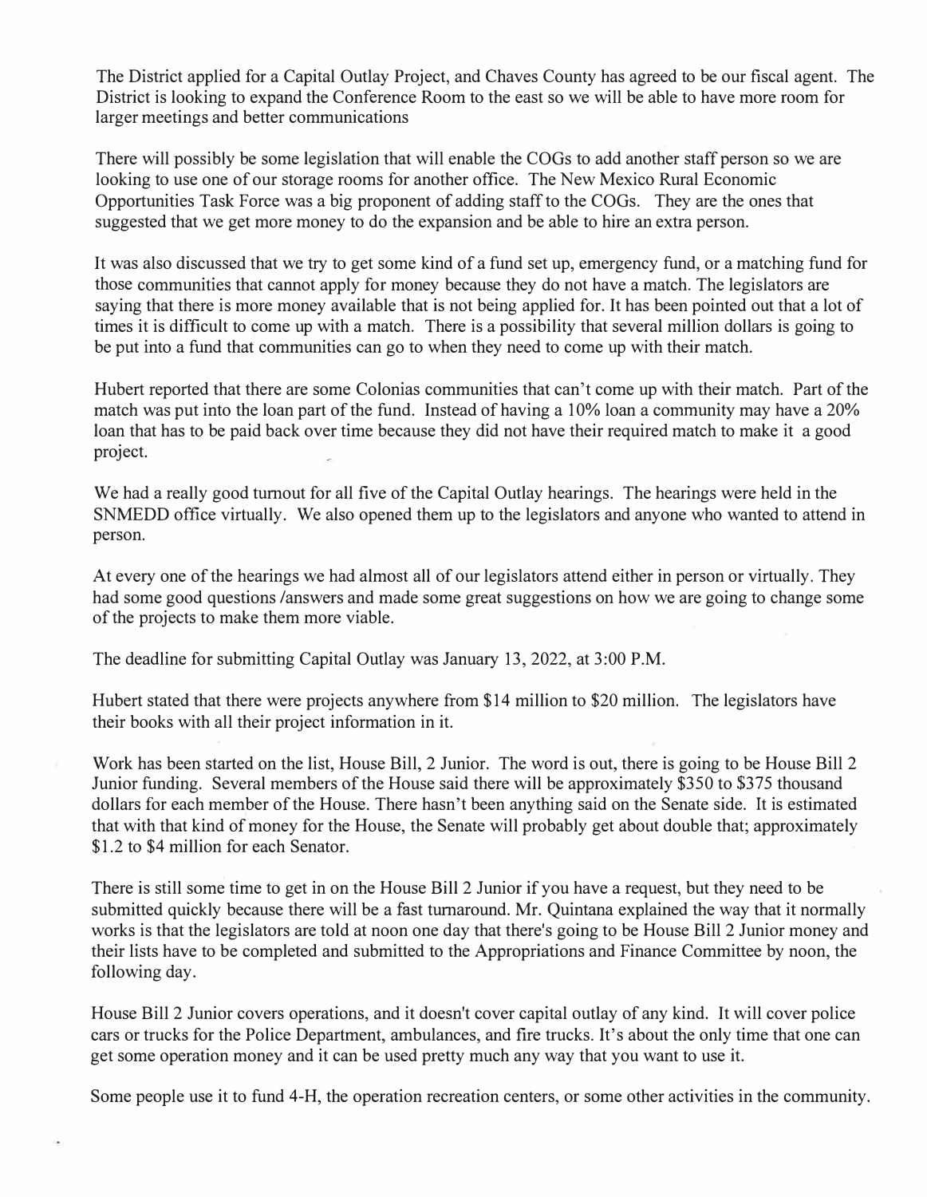The District applied for a Capital Outlay Project, and Chaves County has agreed to be our fiscal agent. The District is looking to expand the Conference Room to the east so we will be able to have more room for larger meetings and better communications

There will possibly be some legislation that will enable the COGs to add another staff person so we are looking to use one of our storage rooms for another office. The New Mexico Rural Economic Opportunities Task Force was a big proponent of adding staff to the COGs. They are the ones that suggested that we get more money to do the expansion and be able to hire an extra person.

It was also discussed that we try to get some kind of a fund set up, emergency fund, or a matching fund for those communities that cannot apply for money because they do not have a match. The legislators are saying that there is more money available that is not being applied for. It has been pointed out that a lot of times it is difficult to come up with a match. There is a possibility that several million dollars is going to be put into a fund that communities can go to when they need to come up with their match.

Hubert reported that there are some Colonias communities that can't come up with their match. Part of the match was put into the loan part of the fund. Instead of having a 10% loan a community may have a 20% loan that has to be paid back over time because they did not have their required match to make it a good project.

We had a really good turnout for all five of the Capital Outlay hearings. The hearings were held in the SNMEDD office virtually. We also opened them up to the legislators and anyone who wanted to attend in person.

At every one of the hearings we had almost all of our legislators attend either in person or virtually. They had some good questions /answers and made some great suggestions on how we are going to change some of the projects to make them more viable.

The deadline for submitting Capital Outlay was January 13, 2022, at 3:00 P.M.

Hubert stated that there were projects anywhere from $14 million to $20 million. The legislators have their books with all their project information in it.

Work has been started on the list, House Bill, 2 Junior. The word is out, there is going to be House Bill 2 Junior funding. Several members of the House said there will be approximately $350 to $375 thousand dollars for each member of the House. There hasn't been anything said on the Senate side. It is estimated that with that kind of money for the House, the Senate will probably get about double that; approximately $1.2 to $4 million for each Senator.

There is still some time to get in on the House Bill 2 Junior if you have a request, but they need to be submitted quickly because there will be a fast turnaround. Mr. Quintana explained the way that it normally works is that the legislators are told at noon one day that there's going to be House Bill 2 Junior money and their lists have to be completed and submitted to the Appropriations and Finance Committee by noon, the following day.

House Bill 2 Junior covers operations, and it doesn't cover capital outlay of any kind. It will cover police cars or trucks for the Police Department, ambulances, and fire trucks. It's about the only time that one can get some operation money and it can be used pretty much any way that you want to use it.

Some people use it to fund 4-H, the operation recreation centers, or some other activities in the community.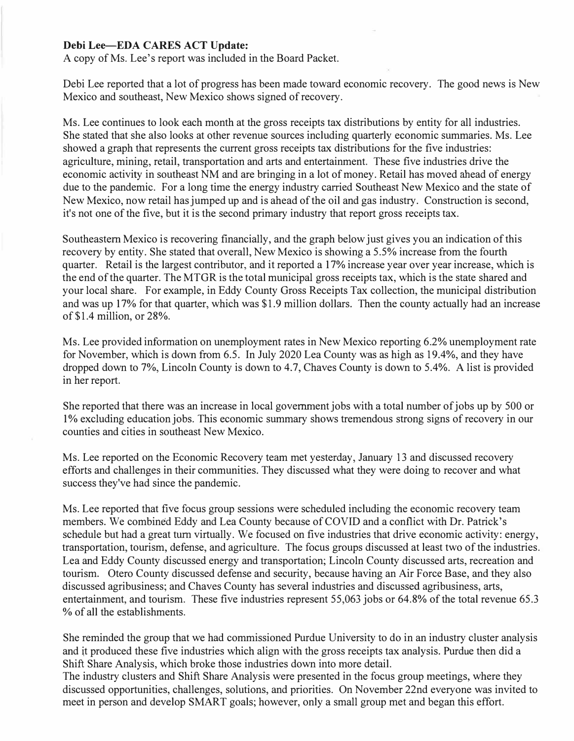**Debi Lee—EDA CARES ACT Update:**

A copy of Ms. Lee's report was included in the Board Packet.

Debi Lee reported that a lot of progress has been made toward economic recovery. The good news is New Mexico and southeast, New Mexico shows signed of recovery.

Ms. Lee continues to look each month at the gross receipts tax distributions by entity for all industries. She stated that she also looks at other revenue sources including quarterly economic summaries. Ms. Lee showed a graph that represents the current gross receipts tax distributions for the five industries: agriculture, mining, retail, transportation and arts and entertainment. These five industries drive the economic activity in southeast NM and are bringing in a lot of money. Retail has moved ahead of energy due to the pandemic. For a long time the energy industry carried Southeast New Mexico and the state of New Mexico, now retail has jumped up and is ahead of the oil and gas industry. Construction is second, it's not one of the five, but it is the second primary industry that report gross receipts tax.

Southeastern Mexico is recovering financially, and the graph below just gives you an indication of this recovery by entity. She stated that overall, New Mexico is showing a 5.5% increase from the fourth quarter. Retail is the largest contributor, and it reported a 17% increase year over year increase, which is the end of the quarter. The MTGR is the total municipal gross receipts tax, which is the state shared and your local share. For example, in Eddy County Gross Receipts Tax collection, the municipal distribution and was up 17% for that quarter, which was $1.9 million dollars. Then the county actually had an increase of $1.4 million, or 28%.

Ms. Lee provided information on unemployment rates in New Mexico reporting 6.2% unemployment rate for November, which is down from 6.5. In July 2020 Lea County was as high as 19.4%, and they have dropped down to 7%, Lincoln County is down to 4.7, Chaves County is down to 5.4%. A list is provided in her report.

She reported that there was an increase in local government jobs with a total number of jobs up by 500 or 1% excluding education jobs. This economic summary shows tremendous strong signs of recovery in our counties and cities in southeast New Mexico.

Ms. Lee reported on the Economic Recovery team met yesterday, January 13 and discussed recovery efforts and challenges in their communities. They discussed what they were doing to recover and what success they've had since the pandemic.

Ms. Lee reported that five focus group sessions were scheduled including the economic recovery team members. We combined Eddy and Lea County because of COVID and a conflict with Dr. Patrick's schedule but had a great turn virtually. We focused on five industries that drive economic activity: energy, transportation, tourism, defense, and agriculture. The focus groups discussed at least two of the industries. Lea and Eddy County discussed energy and transportation; Lincoln County discussed arts, recreation and tourism. Otero County discussed defense and security, because having an Air Force Base, and they also discussed agribusiness; and Chaves County has several industries and discussed agribusiness, arts, entertainment, and tourism. These five industries represent 55,063 jobs or 64.8% of the total revenue 65.3 % of all the establishments.

She reminded the group that we had commissioned Purdue University to do in an industry cluster analysis and it produced these five industries which align with the gross receipts tax analysis. Purdue then did a Shift Share Analysis, which broke those industries down into more detail.

The industry clusters and Shift Share Analysis were presented in the focus group meetings, where they discussed opportunities, challenges, solutions, and priorities. On November 22nd everyone was invited to meet in person and develop SMART goals; however, only a small group met and began this effort.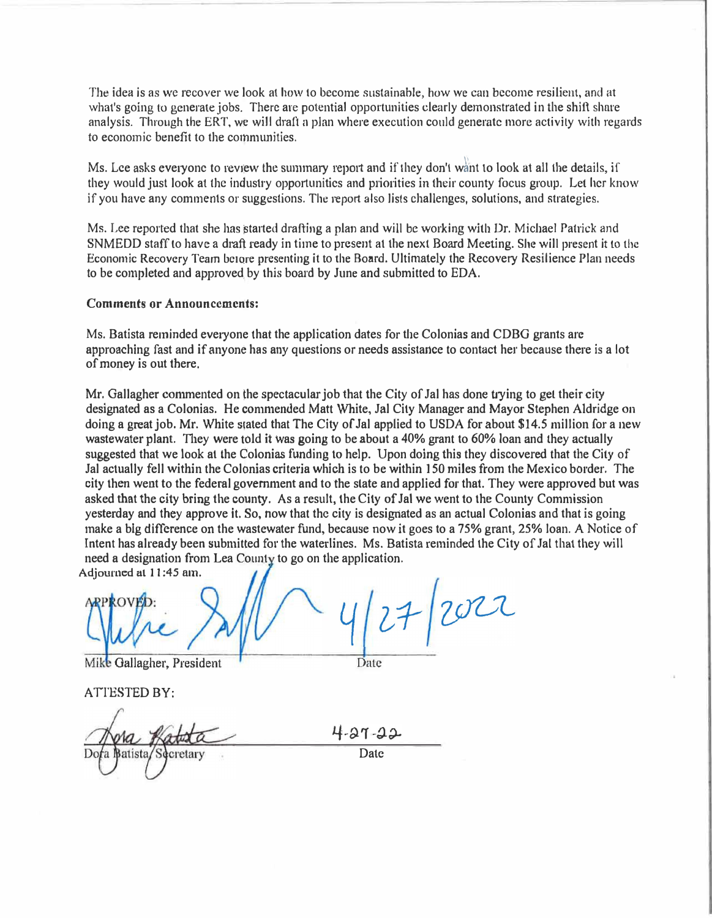The idea is as we recover we look at how to become sustainable, how we can become resilient, and at what's going to generate jobs. There are potential opportunities clearly demonstrated in the shift share analysis. Through the ERT, we will draft a plan where execution could generate more activity with regards to economic benefit to the communities.

Ms. Lee asks everyone to review the summary report and if they don't want to look at all the details, if they would just look at the industry opportunities and priorities in their county focus group. Let her know if you have any comments or suggestions. The report also lists challenges, solutions, and strategies.

Ms. Lee reported that she has started drafting a plan and will be working with Dr. Michael Patrick and SNMEDD staff to have a draft ready in time to present at the next Board Meeting. She will present it to the Economic Recovery Team before presenting it to the Board. Ultimately the Recovery Resilience Plan needs to be completed and approved by this board by June and submitted to EDA.

**Comments or Announcements:**

Ms. Batista reminded everyone that the application dates for the Colonias and CDBG grants are approaching fast and if anyone has any questions or needs assistance to contact her because there is a lot of money is out there.

Mr. Gallagher commented on the spectacular job that the City of Jal has done trying to get their city designated as a Colonias. He commended Matt White, Jal City Manager and Mayor Stephen Aldridge on doing a great job. Mr. White stated that The City of Jal applied to USDA for about $14.5 million for a new wastewater plant. They were told it was going to be about a 40% grant to 60% loan and they actually suggested that we look at the Colonias funding to help. Upon doing this they discovered that the City of Jal actually fell within the Colonias criteria which is to be within 150 miles from the Mexico border. The city then went to the federal government and to the state and applied for that. They were approved but was asked that the city bring the county. As a result, the City of Jal we went to the County Commission yesterday and they approve it. So, now that the city is designated as an actual Colonias and that is going make a big difference on the wastewater fund, because now it goes to a 75% grant, 25% loan. A Notice of Intent has already been submitted for the waterlines. Ms. Batista reminded the City of Jal that they will need a designation from Lea County to go on the application.

Adjourned at 11:45 am.

APPROVED:

Mike Gallagher, President — Date: 4/27/2022

ATTESTED BY:

Dora Batista, Secretary — Date: 4-27-22